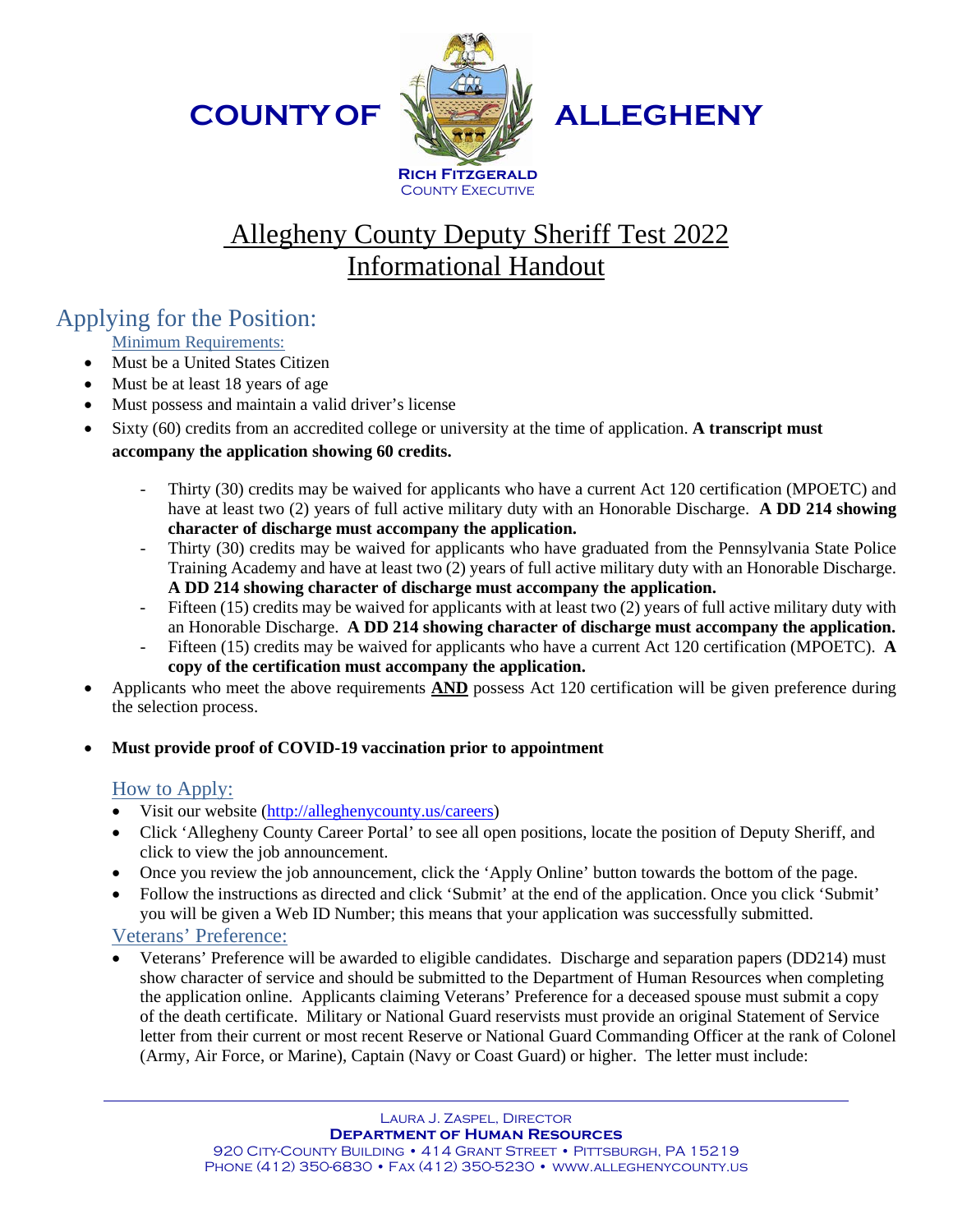COUNTY OF ALLEGHENY

**RICH FITZGERALD**
COUNTY EXECUTIVE

# Allegheny County Deputy Sheriff Test 2022 Informational Handout

## Applying for the Position:

### Minimum Requirements:

- Must be a United States Citizen
- Must be at least 18 years of age
- Must possess and maintain a valid driver's license
- Sixty (60) credits from an accredited college or university at the time of application. **A transcript must accompany the application showing 60 credits.**
  - Thirty (30) credits may be waived for applicants who have a current Act 120 certification (MPOETC) and have at least two (2) years of full active military duty with an Honorable Discharge. **A DD 214 showing character of discharge must accompany the application.**
  - Thirty (30) credits may be waived for applicants who have graduated from the Pennsylvania State Police Training Academy and have at least two (2) years of full active military duty with an Honorable Discharge. **A DD 214 showing character of discharge must accompany the application.**
  - Fifteen (15) credits may be waived for applicants with at least two (2) years of full active military duty with an Honorable Discharge. **A DD 214 showing character of discharge must accompany the application.**
  - Fifteen (15) credits may be waived for applicants who have a current Act 120 certification (MPOETC). **A copy of the certification must accompany the application.**
- Applicants who meet the above requirements **AND** possess Act 120 certification will be given preference during the selection process.
- **Must provide proof of COVID-19 vaccination prior to appointment**

### How to Apply:

- Visit our website (http://alleghenycounty.us/careers)
- Click 'Allegheny County Career Portal' to see all open positions, locate the position of Deputy Sheriff, and click to view the job announcement.
- Once you review the job announcement, click the 'Apply Online' button towards the bottom of the page.
- Follow the instructions as directed and click 'Submit' at the end of the application. Once you click 'Submit' you will be given a Web ID Number; this means that your application was successfully submitted.

### Veterans' Preference:

- Veterans' Preference will be awarded to eligible candidates. Discharge and separation papers (DD214) must show character of service and should be submitted to the Department of Human Resources when completing the application online. Applicants claiming Veterans' Preference for a deceased spouse must submit a copy of the death certificate. Military or National Guard reservists must provide an original Statement of Service letter from their current or most recent Reserve or National Guard Commanding Officer at the rank of Colonel (Army, Air Force, or Marine), Captain (Navy or Coast Guard) or higher. The letter must include:

LAURA J. ZASPEL, DIRECTOR
**DEPARTMENT OF HUMAN RESOURCES**
920 CITY-COUNTY BUILDING • 414 GRANT STREET • PITTSBURGH, PA 15219
PHONE (412) 350-6830 • FAX (412) 350-5230 • WWW.ALLEGHENYCOUNTY.US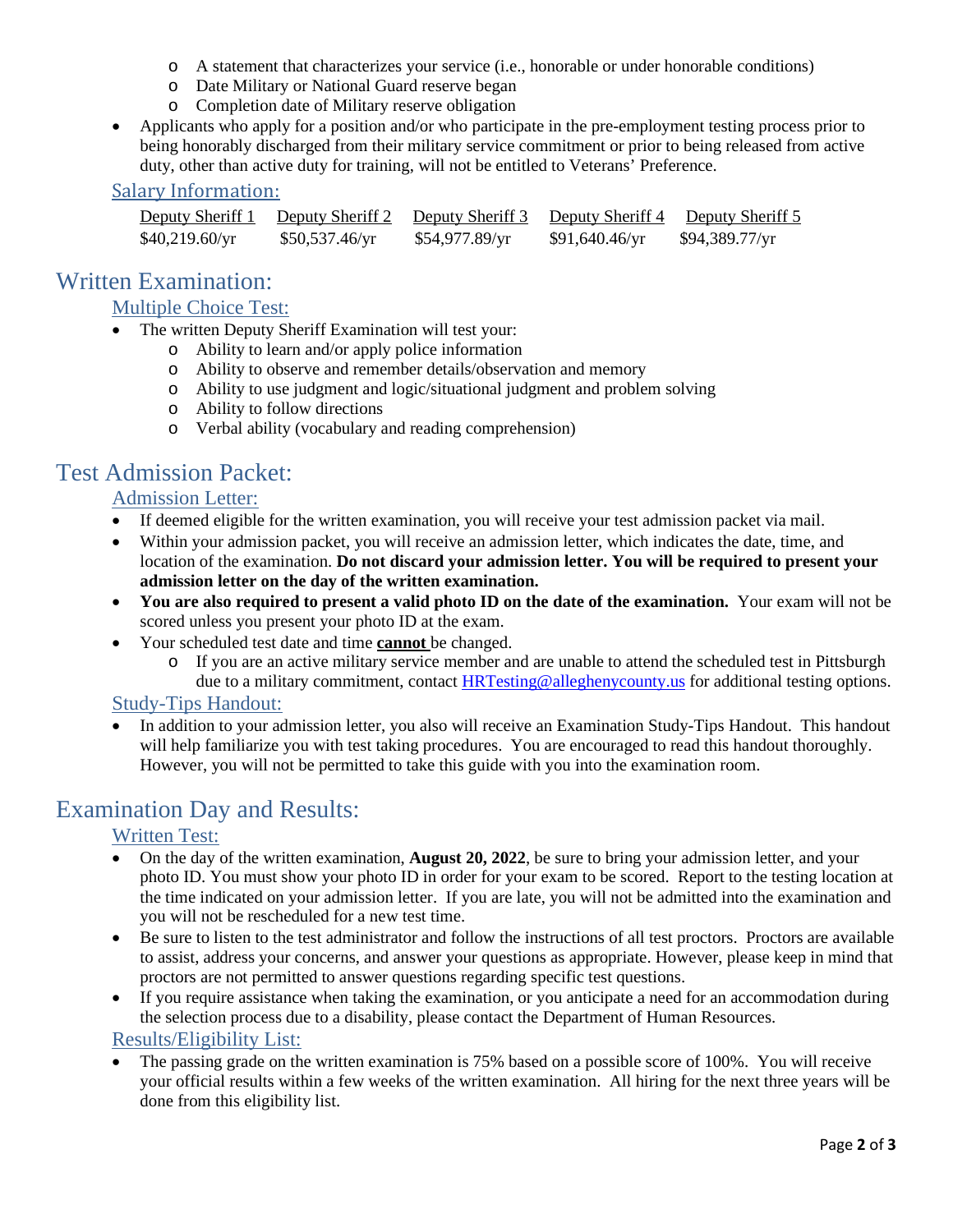- A statement that characterizes your service (i.e., honorable or under honorable conditions)
    - Date Military or National Guard reserve began
    - Completion date of Military reserve obligation
- Applicants who apply for a position and/or who participate in the pre-employment testing process prior to being honorably discharged from their military service commitment or prior to being released from active duty, other than active duty for training, will not be entitled to Veterans' Preference.

### Salary Information:

| Deputy Sheriff 1 | Deputy Sheriff 2 | Deputy Sheriff 3 | Deputy Sheriff 4 | Deputy Sheriff 5 |
|---|---|---|---|---|
| $40,219.60/yr | $50,537.46/yr | $54,977.89/yr | $91,640.46/yr | $94,389.77/yr |

## Written Examination:

### Multiple Choice Test:

- The written Deputy Sheriff Examination will test your:
    - Ability to learn and/or apply police information
    - Ability to observe and remember details/observation and memory
    - Ability to use judgment and logic/situational judgment and problem solving
    - Ability to follow directions
    - Verbal ability (vocabulary and reading comprehension)

## Test Admission Packet:

### Admission Letter:

- If deemed eligible for the written examination, you will receive your test admission packet via mail.
- Within your admission packet, you will receive an admission letter, which indicates the date, time, and location of the examination. **Do not discard your admission letter. You will be required to present your admission letter on the day of the written examination.**
- **You are also required to present a valid photo ID on the date of the examination.** Your exam will not be scored unless you present your photo ID at the exam.
- Your scheduled test date and time **cannot** be changed.
    - If you are an active military service member and are unable to attend the scheduled test in Pittsburgh due to a military commitment, contact HRTesting@alleghenycounty.us for additional testing options.

### Study-Tips Handout:

- In addition to your admission letter, you also will receive an Examination Study-Tips Handout. This handout will help familiarize you with test taking procedures. You are encouraged to read this handout thoroughly. However, you will not be permitted to take this guide with you into the examination room.

## Examination Day and Results:

### Written Test:

- On the day of the written examination, **August 20, 2022**, be sure to bring your admission letter, and your photo ID. You must show your photo ID in order for your exam to be scored. Report to the testing location at the time indicated on your admission letter. If you are late, you will not be admitted into the examination and you will not be rescheduled for a new test time.
- Be sure to listen to the test administrator and follow the instructions of all test proctors. Proctors are available to assist, address your concerns, and answer your questions as appropriate. However, please keep in mind that proctors are not permitted to answer questions regarding specific test questions.
- If you require assistance when taking the examination, or you anticipate a need for an accommodation during the selection process due to a disability, please contact the Department of Human Resources.

### Results/Eligibility List:

- The passing grade on the written examination is 75% based on a possible score of 100%. You will receive your official results within a few weeks of the written examination. All hiring for the next three years will be done from this eligibility list.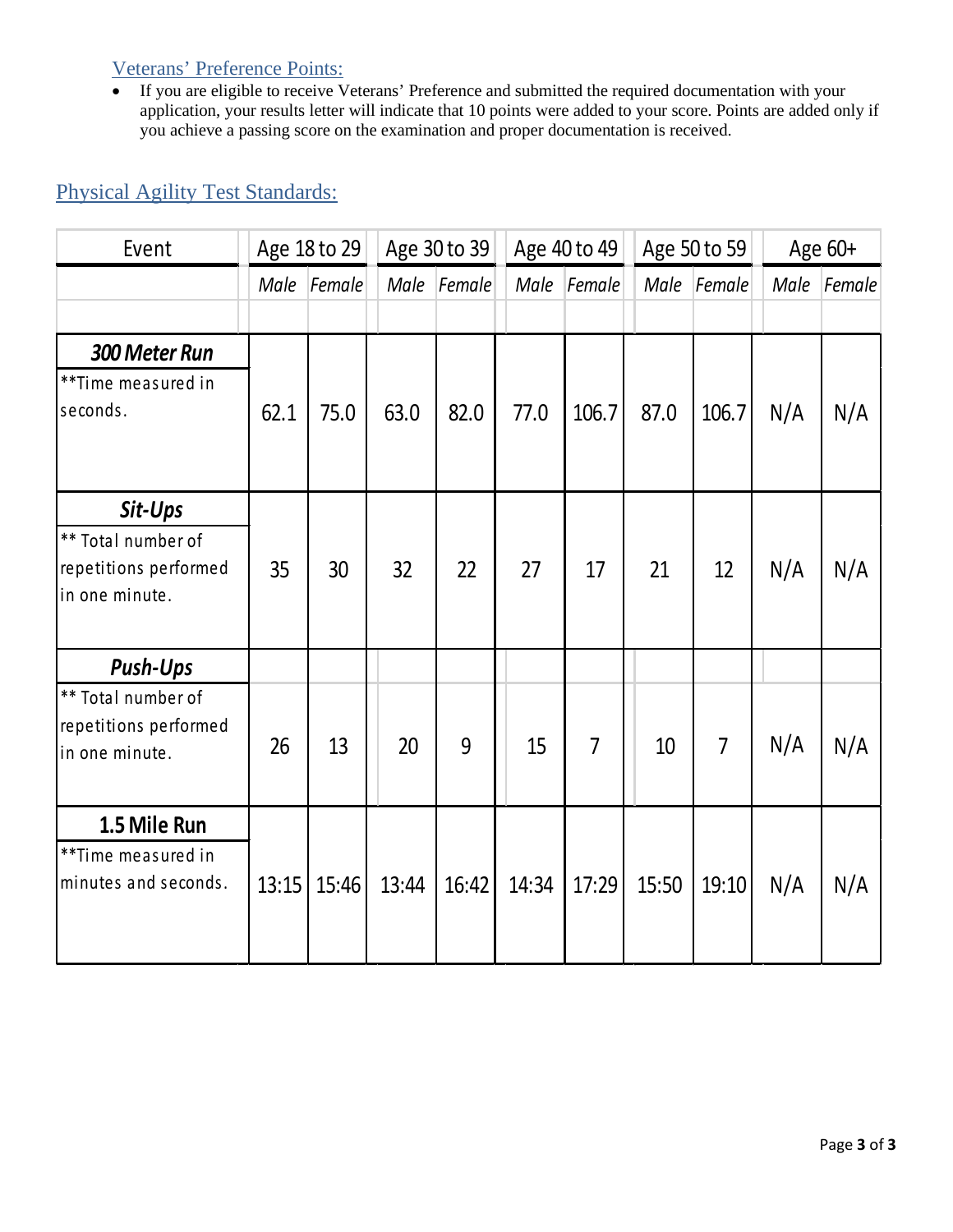## Veterans' Preference Points:

- If you are eligible to receive Veterans' Preference and submitted the required documentation with your application, your results letter will indicate that 10 points were added to your score. Points are added only if you achieve a passing score on the examination and proper documentation is received.

## Physical Agility Test Standards:

| Event | Age 18 to 29 | | Age 30 to 39 | | Age 40 to 49 | | Age 50 to 59 | | Age 60+ | |
|---|---|---|---|---|---|---|---|---|---|---|
| | *Male* | *Female* | *Male* | *Female* | *Male* | *Female* | *Male* | *Female* | *Male* | *Female* |
| ***300 Meter Run*** **Time measured in seconds. | 62.1 | 75.0 | 63.0 | 82.0 | 77.0 | 106.7 | 87.0 | 106.7 | N/A | N/A |
| ***Sit-Ups*** ** Total number of repetitions performed in one minute. | 35 | 30 | 32 | 22 | 27 | 17 | 21 | 12 | N/A | N/A |
| ***Push-Ups*** ** Total number of repetitions performed in one minute. | 26 | 13 | 20 | 9 | 15 | 7 | 10 | 7 | N/A | N/A |
| **1.5 Mile Run** **Time measured in minutes and seconds. | 13:15 | 15:46 | 13:44 | 16:42 | 14:34 | 17:29 | 15:50 | 19:10 | N/A | N/A |